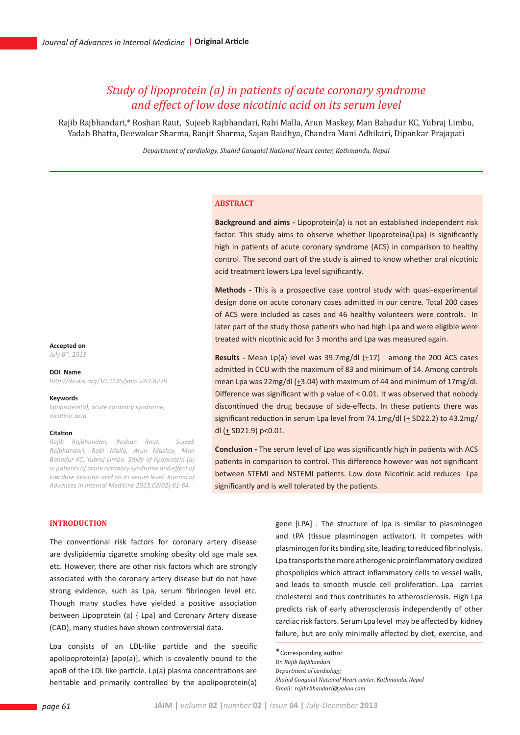# Study of lipoprotein (a) in patients of acute coronary syndrome and effect of low dose nicotinic acid on its serum level

Rajib Rajbhandari,* Roshan Raut, Sujeeb Rajbhandari, Rabi Malla, Arun Maskey, Man Bahadur KC, Yubraj Limbu, Yadab Bhatta, Deewakar Sharma, Ranjit Sharma, Sajan Baidhya, Chandra Mani Adhikari, Dipankar Prajapati

*Department of cardiology, Shahid Gangalal National Heart center, Kathmandu, Nepal*

**Accepted on**
*July 6th, 2013*

**DOI Name**
*http://dx.doi.org/10.3126/jaim.v2i2.8778*

**Keywords**
*lipoprotein(a), acute coronary syndrome, nicotinic acid*

**Citation**
*Rajib Rajbhandari, Roshan Raut, Sujeeb Rajbhandari, Rabi Malla, Arun Maskey, Man Bahadur KC, Yubraj Limbu. Study of lipoprotein (a) in patients of acute coronary syndrome and effect of low dose nicotinic acid on its serum level. Journal of Advances in Internal Medicine 2013;02(02):61-64.*

## ABSTRACT

**Background and aims -** Lipoprotein(a) is not an established independent risk factor. This study aims to observe whether lipoproteina(Lpa) is significantly high in patients of acute coronary syndrome (ACS) in comparison to healthy control. The second part of the study is aimed to know whether oral nicotinic acid treatment lowers Lpa level significantly.

**Methods -** This is a prospective case control study with quasi-experimental design done on acute coronary cases admitted in our centre. Total 200 cases of ACS were included as cases and 46 healthy volunteers were controls. In later part of the study those patients who had high Lpa and were eligible were treated with nicotinic acid for 3 months and Lpa was measured again.

**Results -** Mean Lp(a) level was 39.7mg/dl (±17) among the 200 ACS cases admitted in CCU with the maximum of 83 and minimum of 14. Among controls mean Lpa was 22mg/dl (±3.04) with maximum of 44 and minimum of 17mg/dl. Difference was significant with p value of < 0.01. It was observed that nobody discontinued the drug because of side-effects. In these patients there was significant reduction in serum Lpa level from 74.1mg/dl (± SD22.2) to 43.2mg/dl (± SD21.9) p<0.01.

**Conclusion -** The serum level of Lpa was significantly high in patients with ACS patients in comparison to control. This difference however was not significant between STEMI and NSTEMI patients. Low dose Nicotinic acid reduces Lpa significantly and is well tolerated by the patients.

## INTRODUCTION

The conventional risk factors for coronary artery disease are dyslipidemia cigarette smoking obesity old age male sex etc. However, there are other risk factors which are strongly associated with the coronary artery disease but do not have strong evidence, such as Lpa, serum fibrinogen level etc. Though many studies have yielded a positive association between Lipoprotein (a) { Lpa} and Coronary Artery disease (CAD), many studies have shown controversial data.

Lpa consists of an LDL-like particle and the specific apolipoprotein(a) [apo(a)], which is covalently bound to the apoB of the LDL like particle. Lp(a) plasma concentrations are heritable and primarily controlled by the apolipoprotein(a) gene [LPA] . The structure of lpa is similar to plasminogen and tPA (tissue plasminogen activator). It competes with plasminogen for its binding site, leading to reduced fibrinolysis. Lpa transports the more atherogenic proinflammatory oxidized phospholipids which attract inflammatory cells to vessel walls, and leads to smooth muscle cell proliferation. Lpa carries cholesterol and thus contributes to atherosclerosis. High Lpa predicts risk of early atherosclerosis independently of other cardiac risk factors. Serum Lpa level may be affected by kidney failure, but are only minimally affected by diet, exercise, and

*Corresponding author
*Dr. Rajib Rajbhandari*
*Department of cardiology,*
*Shahid Gangalal National Heart center, Kathmandu, Nepal*
*Email: rajibrbhandari@yahoo.com*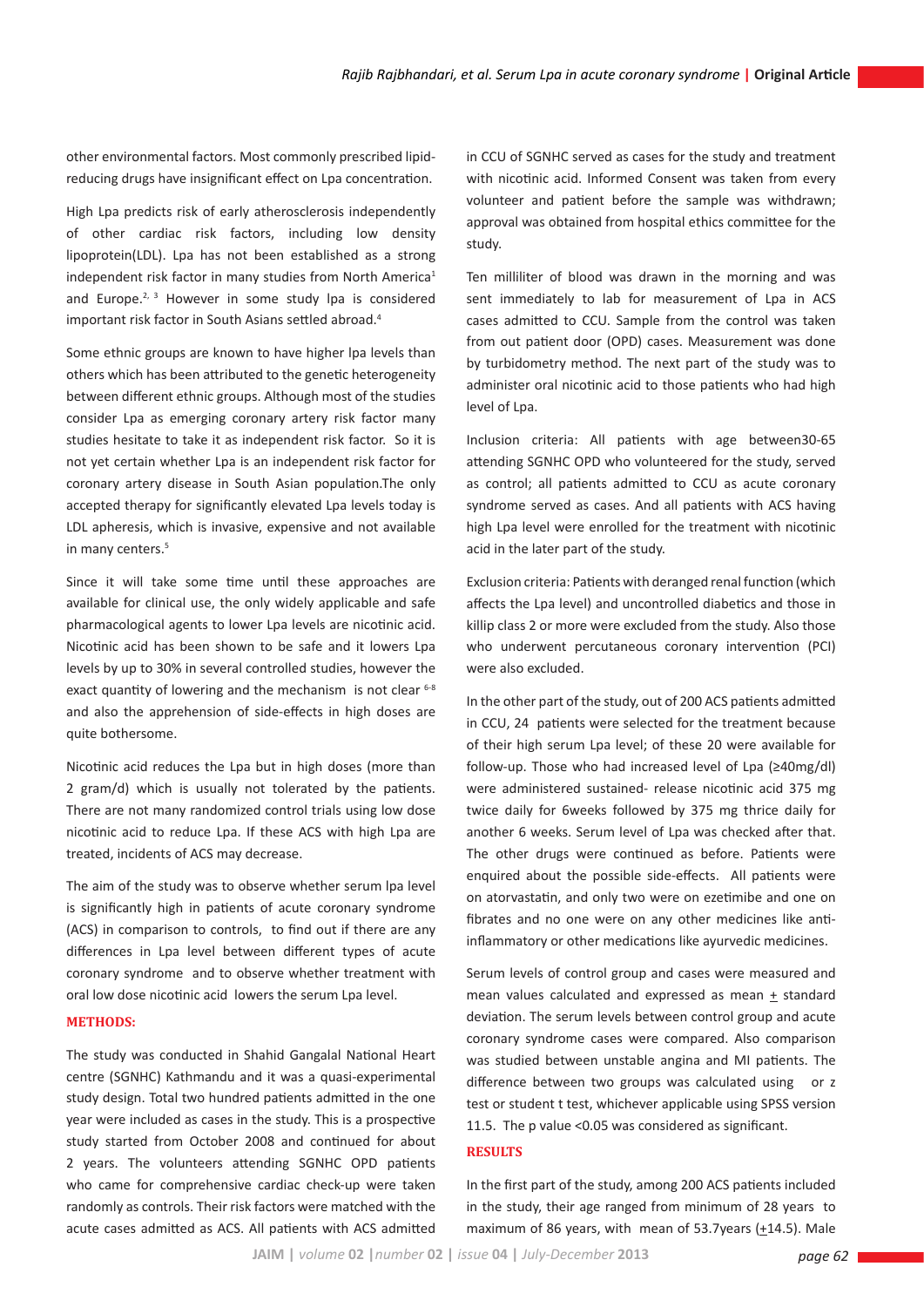other environmental factors. Most commonly prescribed lipid-reducing drugs have insignificant effect on Lpa concentration.

High Lpa predicts risk of early atherosclerosis independently of other cardiac risk factors, including low density lipoprotein(LDL). Lpa has not been established as a strong independent risk factor in many studies from North America[1] and Europe.[2, 3] However in some study lpa is considered important risk factor in South Asians settled abroad.[4]

Some ethnic groups are known to have higher lpa levels than others which has been attributed to the genetic heterogeneity between different ethnic groups. Although most of the studies consider Lpa as emerging coronary artery risk factor many studies hesitate to take it as independent risk factor. So it is not yet certain whether Lpa is an independent risk factor for coronary artery disease in South Asian population.The only accepted therapy for significantly elevated Lpa levels today is LDL apheresis, which is invasive, expensive and not available in many centers.[5]

Since it will take some time until these approaches are available for clinical use, the only widely applicable and safe pharmacological agents to lower Lpa levels are nicotinic acid. Nicotinic acid has been shown to be safe and it lowers Lpa levels by up to 30% in several controlled studies, however the exact quantity of lowering and the mechanism is not clear [6-8] and also the apprehension of side-effects in high doses are quite bothersome.

Nicotinic acid reduces the Lpa but in high doses (more than 2 gram/d) which is usually not tolerated by the patients. There are not many randomized control trials using low dose nicotinic acid to reduce Lpa. If these ACS with high Lpa are treated, incidents of ACS may decrease.

The aim of the study was to observe whether serum lpa level is significantly high in patients of acute coronary syndrome (ACS) in comparison to controls, to find out if there are any differences in Lpa level between different types of acute coronary syndrome and to observe whether treatment with oral low dose nicotinic acid lowers the serum Lpa level.

## METHODS:

The study was conducted in Shahid Gangalal National Heart centre (SGNHC) Kathmandu and it was a quasi-experimental study design. Total two hundred patients admitted in the one year were included as cases in the study. This is a prospective study started from October 2008 and continued for about 2 years. The volunteers attending SGNHC OPD patients who came for comprehensive cardiac check-up were taken randomly as controls. Their risk factors were matched with the acute cases admitted as ACS. All patients with ACS admitted in CCU of SGNHC served as cases for the study and treatment with nicotinic acid. Informed Consent was taken from every volunteer and patient before the sample was withdrawn; approval was obtained from hospital ethics committee for the study.

Ten milliliter of blood was drawn in the morning and was sent immediately to lab for measurement of Lpa in ACS cases admitted to CCU. Sample from the control was taken from out patient door (OPD) cases. Measurement was done by turbidometry method. The next part of the study was to administer oral nicotinic acid to those patients who had high level of Lpa.

Inclusion criteria: All patients with age between30-65 attending SGNHC OPD who volunteered for the study, served as control; all patients admitted to CCU as acute coronary syndrome served as cases. And all patients with ACS having high Lpa level were enrolled for the treatment with nicotinic acid in the later part of the study.

Exclusion criteria: Patients with deranged renal function (which affects the Lpa level) and uncontrolled diabetics and those in killip class 2 or more were excluded from the study. Also those who underwent percutaneous coronary intervention (PCI) were also excluded.

In the other part of the study, out of 200 ACS patients admitted in CCU, 24 patients were selected for the treatment because of their high serum Lpa level; of these 20 were available for follow-up. Those who had increased level of Lpa (≥40mg/dl) were administered sustained- release nicotinic acid 375 mg twice daily for 6weeks followed by 375 mg thrice daily for another 6 weeks. Serum level of Lpa was checked after that. The other drugs were continued as before. Patients were enquired about the possible side-effects. All patients were on atorvastatin, and only two were on ezetimibe and one on fibrates and no one were on any other medicines like anti-inflammatory or other medications like ayurvedic medicines.

Serum levels of control group and cases were measured and mean values calculated and expressed as mean ± standard deviation. The serum levels between control group and acute coronary syndrome cases were compared. Also comparison was studied between unstable angina and MI patients. The difference between two groups was calculated using or z test or student t test, whichever applicable using SPSS version 11.5. The p value <0.05 was considered as significant.

## RESULTS

In the first part of the study, among 200 ACS patients included in the study, their age ranged from minimum of 28 years to maximum of 86 years, with mean of 53.7years (±14.5). Male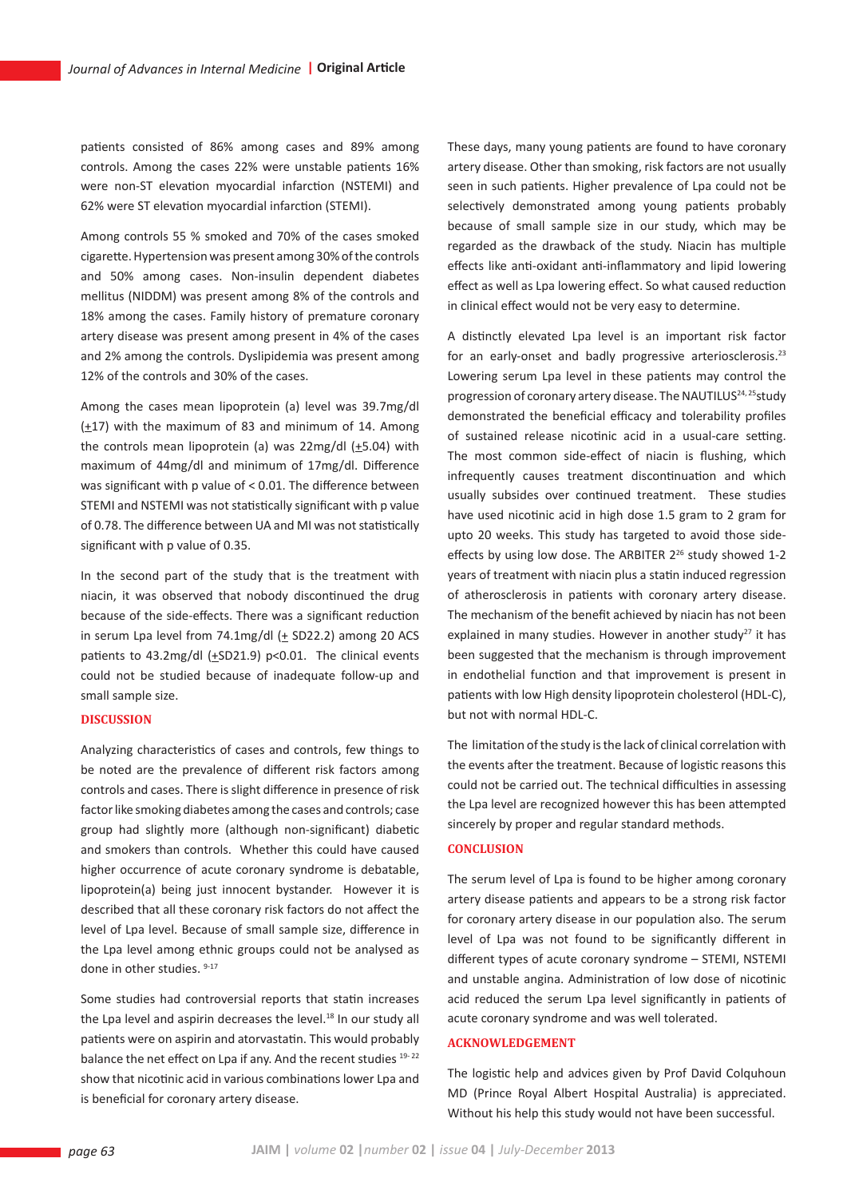patients consisted of 86% among cases and 89% among controls. Among the cases 22% were unstable patients 16% were non-ST elevation myocardial infarction (NSTEMI) and 62% were ST elevation myocardial infarction (STEMI).

Among controls 55 % smoked and 70% of the cases smoked cigarette. Hypertension was present among 30% of the controls and 50% among cases. Non-insulin dependent diabetes mellitus (NIDDM) was present among 8% of the controls and 18% among the cases. Family history of premature coronary artery disease was present among present in 4% of the cases and 2% among the controls. Dyslipidemia was present among 12% of the controls and 30% of the cases.

Among the cases mean lipoprotein (a) level was 39.7mg/dl (±17) with the maximum of 83 and minimum of 14. Among the controls mean lipoprotein (a) was 22mg/dl (±5.04) with maximum of 44mg/dl and minimum of 17mg/dl. Difference was significant with p value of < 0.01. The difference between STEMI and NSTEMI was not statistically significant with p value of 0.78. The difference between UA and MI was not statistically significant with p value of 0.35.

In the second part of the study that is the treatment with niacin, it was observed that nobody discontinued the drug because of the side-effects. There was a significant reduction in serum Lpa level from 74.1mg/dl (± SD22.2) among 20 ACS patients to 43.2mg/dl (±SD21.9) p<0.01. The clinical events could not be studied because of inadequate follow-up and small sample size.

## DISCUSSION

Analyzing characteristics of cases and controls, few things to be noted are the prevalence of different risk factors among controls and cases. There is slight difference in presence of risk factor like smoking diabetes among the cases and controls; case group had slightly more (although non-significant) diabetic and smokers than controls. Whether this could have caused higher occurrence of acute coronary syndrome is debatable, lipoprotein(a) being just innocent bystander. However it is described that all these coronary risk factors do not affect the level of Lpa level. Because of small sample size, difference in the Lpa level among ethnic groups could not be analysed as done in other studies. [9-17]

Some studies had controversial reports that statin increases the Lpa level and aspirin decreases the level.[18] In our study all patients were on aspirin and atorvastatin. This would probably balance the net effect on Lpa if any. And the recent studies [19-22] show that nicotinic acid in various combinations lower Lpa and is beneficial for coronary artery disease.

These days, many young patients are found to have coronary artery disease. Other than smoking, risk factors are not usually seen in such patients. Higher prevalence of Lpa could not be selectively demonstrated among young patients probably because of small sample size in our study, which may be regarded as the drawback of the study. Niacin has multiple effects like anti-oxidant anti-inflammatory and lipid lowering effect as well as Lpa lowering effect. So what caused reduction in clinical effect would not be very easy to determine.

A distinctly elevated Lpa level is an important risk factor for an early-onset and badly progressive arteriosclerosis.[23] Lowering serum Lpa level in these patients may control the progression of coronary artery disease. The NAUTILUS[24, 25] study demonstrated the beneficial efficacy and tolerability profiles of sustained release nicotinic acid in a usual-care setting. The most common side-effect of niacin is flushing, which infrequently causes treatment discontinuation and which usually subsides over continued treatment. These studies have used nicotinic acid in high dose 1.5 gram to 2 gram for upto 20 weeks. This study has targeted to avoid those side-effects by using low dose. The ARBITER 2[26] study showed 1-2 years of treatment with niacin plus a statin induced regression of atherosclerosis in patients with coronary artery disease. The mechanism of the benefit achieved by niacin has not been explained in many studies. However in another study[27] it has been suggested that the mechanism is through improvement in endothelial function and that improvement is present in patients with low High density lipoprotein cholesterol (HDL-C), but not with normal HDL-C.

The limitation of the study is the lack of clinical correlation with the events after the treatment. Because of logistic reasons this could not be carried out. The technical difficulties in assessing the Lpa level are recognized however this has been attempted sincerely by proper and regular standard methods.

## CONCLUSION

The serum level of Lpa is found to be higher among coronary artery disease patients and appears to be a strong risk factor for coronary artery disease in our population also. The serum level of Lpa was not found to be significantly different in different types of acute coronary syndrome – STEMI, NSTEMI and unstable angina. Administration of low dose of nicotinic acid reduced the serum Lpa level significantly in patients of acute coronary syndrome and was well tolerated.

## ACKNOWLEDGEMENT

The logistic help and advices given by Prof David Colquhoun MD (Prince Royal Albert Hospital Australia) is appreciated. Without his help this study would not have been successful.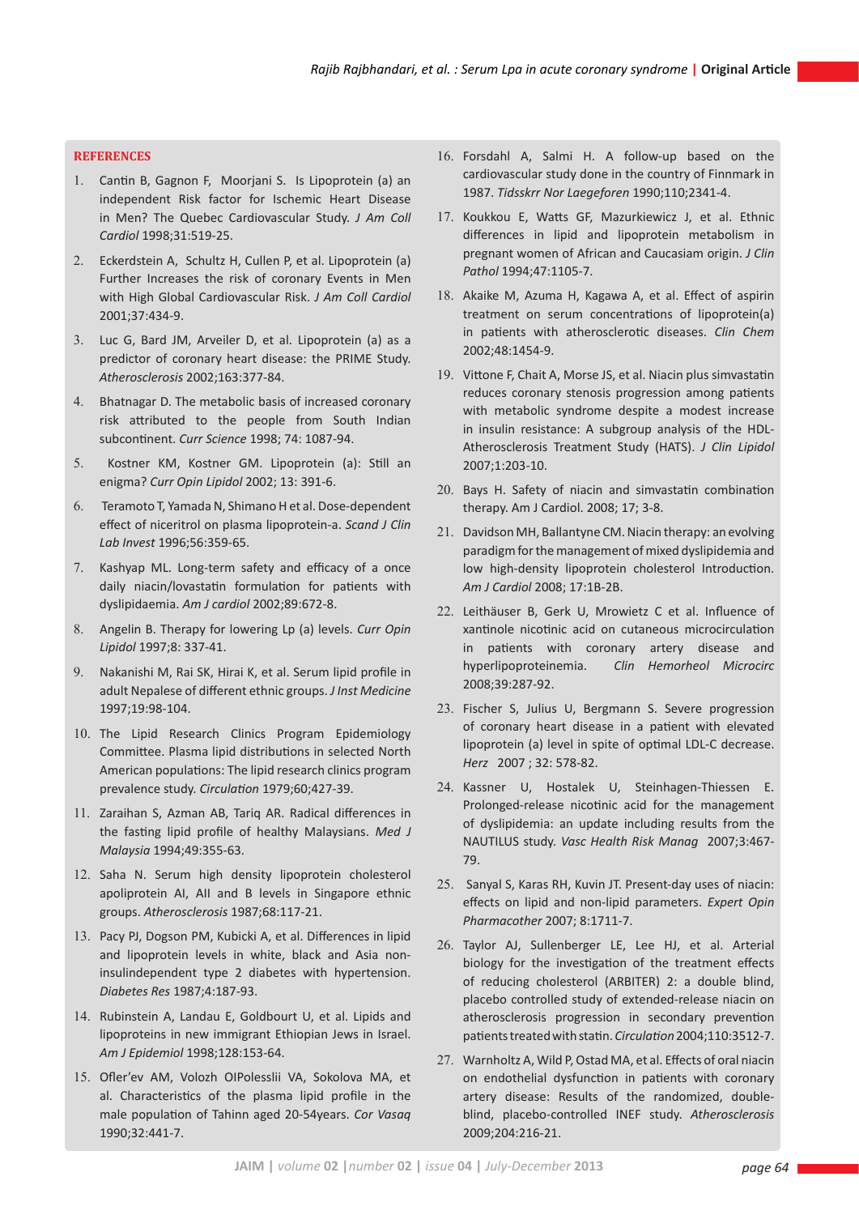## REFERENCES

1. Cantin B, Gagnon F, Moorjani S. Is Lipoprotein (a) an independent Risk factor for Ischemic Heart Disease in Men? The Quebec Cardiovascular Study. *J Am Coll Cardiol* 1998;31:519-25.
2. Eckerdstein A, Schultz H, Cullen P, et al. Lipoprotein (a) Further Increases the risk of coronary Events in Men with High Global Cardiovascular Risk. *J Am Coll Cardiol* 2001;37:434-9.
3. Luc G, Bard JM, Arveiler D, et al. Lipoprotein (a) as a predictor of coronary heart disease: the PRIME Study. *Atherosclerosis* 2002;163:377-84.
4. Bhatnagar D. The metabolic basis of increased coronary risk attributed to the people from South Indian subcontinent. *Curr Science* 1998; 74: 1087-94.
5. Kostner KM, Kostner GM. Lipoprotein (a): Still an enigma? *Curr Opin Lipidol* 2002; 13: 391-6.
6. Teramoto T, Yamada N, Shimano H et al. Dose-dependent effect of niceritrol on plasma lipoprotein-a. *Scand J Clin Lab Invest* 1996;56:359-65.
7. Kashyap ML. Long-term safety and efficacy of a once daily niacin/lovastatin formulation for patients with dyslipidaemia. *Am J cardiol* 2002;89:672-8.
8. Angelin B. Therapy for lowering Lp (a) levels. *Curr Opin Lipidol* 1997;8: 337-41.
9. Nakanishi M, Rai SK, Hirai K, et al. Serum lipid profile in adult Nepalese of different ethnic groups. *J Inst Medicine* 1997;19:98-104.
10. The Lipid Research Clinics Program Epidemiology Committee. Plasma lipid distributions in selected North American populations: The lipid research clinics program prevalence study. *Circulation* 1979;60;427-39.
11. Zaraihan S, Azman AB, Tariq AR. Radical differences in the fasting lipid profile of healthy Malaysians. *Med J Malaysia* 1994;49:355-63.
12. Saha N. Serum high density lipoprotein cholesterol apolipoprotein AI, AII and B levels in Singapore ethnic groups. *Atherosclerosis* 1987;68:117-21.
13. Pacy PJ, Dogson PM, Kubicki A, et al. Differences in lipid and lipoprotein levels in white, black and Asia non-insulindependent type 2 diabetes with hypertension. *Diabetes Res* 1987;4:187-93.
14. Rubinstein A, Landau E, Goldbourt U, et al. Lipids and lipoproteins in new immigrant Ethiopian Jews in Israel. *Am J Epidemiol* 1998;128:153-64.
15. Ofler'ev AM, Volozh OIPolesslii VA, Sokolova MA, et al. Characteristics of the plasma lipid profile in the male population of Tahinn aged 20-54years. *Cor Vasaq* 1990;32:441-7.
16. Forsdahl A, Salmi H. A follow-up based on the cardiovascular study done in the country of Finnmark in 1987. *Tidsskrr Nor Laegeforen* 1990;110;2341-4.
17. Koukkou E, Watts GF, Mazurkiewicz J, et al. Ethnic differences in lipid and lipoprotein metabolism in pregnant women of African and Caucasiam origin. *J Clin Pathol* 1994;47:1105-7.
18. Akaike M, Azuma H, Kagawa A, et al. Effect of aspirin treatment on serum concentrations of lipoprotein(a) in patients with atherosclerotic diseases. *Clin Chem* 2002;48:1454-9.
19. Vittone F, Chait A, Morse JS, et al. Niacin plus simvastatin reduces coronary stenosis progression among patients with metabolic syndrome despite a modest increase in insulin resistance: A subgroup analysis of the HDL-Atherosclerosis Treatment Study (HATS). *J Clin Lipidol* 2007;1:203-10.
20. Bays H. Safety of niacin and simvastatin combination therapy. Am J Cardiol. 2008; 17; 3-8.
21. Davidson MH, Ballantyne CM. Niacin therapy: an evolving paradigm for the management of mixed dyslipidemia and low high-density lipoprotein cholesterol Introduction. *Am J Cardiol* 2008; 17:1B-2B.
22. Leithäuser B, Gerk U, Mrowietz C et al. Influence of xantinole nicotinic acid on cutaneous microcirculation in patients with coronary artery disease and hyperlipoproteinemia. *Clin Hemorheol Microcirc* 2008;39:287-92.
23. Fischer S, Julius U, Bergmann S. Severe progression of coronary heart disease in a patient with elevated lipoprotein (a) level in spite of optimal LDL-C decrease. *Herz* 2007 ; 32: 578-82.
24. Kassner U, Hostalek U, Steinhagen-Thiessen E. Prolonged-release nicotinic acid for the management of dyslipidemia: an update including results from the NAUTILUS study. *Vasc Health Risk Manag* 2007;3:467-79.
25. Sanyal S, Karas RH, Kuvin JT. Present-day uses of niacin: effects on lipid and non-lipid parameters. *Expert Opin Pharmacother* 2007; 8:1711-7.
26. Taylor AJ, Sullenberger LE, Lee HJ, et al. Arterial biology for the investigation of the treatment effects of reducing cholesterol (ARBITER) 2: a double blind, placebo controlled study of extended-release niacin on atherosclerosis progression in secondary prevention patients treated with statin. *Circulation* 2004;110:3512-7.
27. Warnholtz A, Wild P, Ostad MA, et al. Effects of oral niacin on endothelial dysfunction in patients with coronary artery disease: Results of the randomized, double-blind, placebo-controlled INEF study. *Atherosclerosis* 2009;204:216-21.